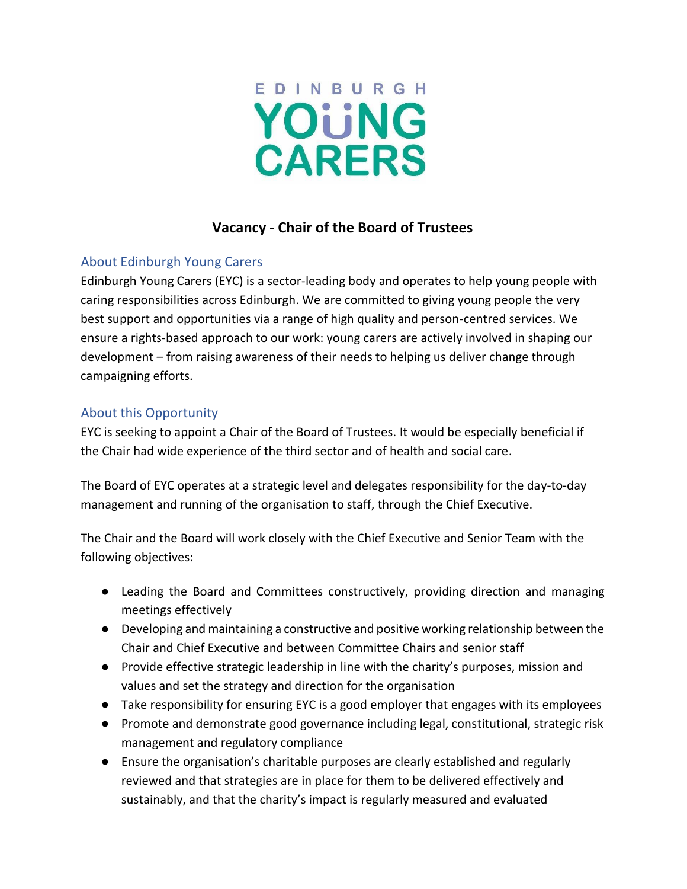EDINBURGH YOUNG CARERS

# Vacancy - Chair of the Board of Trustees

## About Edinburgh Young Carers

Edinburgh Young Carers (EYC) is a sector-leading body and operates to help young people with caring responsibilities across Edinburgh. We are committed to giving young people the very best support and opportunities via a range of high quality and person-centred services. We ensure a rights-based approach to our work: young carers are actively involved in shaping our development – from raising awareness of their needs to helping us deliver change through campaigning efforts.

## About this Opportunity

EYC is seeking to appoint a Chair of the Board of Trustees. It would be especially beneficial if the Chair had wide experience of the third sector and of health and social care.

The Board of EYC operates at a strategic level and delegates responsibility for the day-to-day management and running of the organisation to staff, through the Chief Executive.

The Chair and the Board will work closely with the Chief Executive and Senior Team with the following objectives:

- Leading the Board and Committees constructively, providing direction and managing meetings effectively
- Developing and maintaining a constructive and positive working relationship between the Chair and Chief Executive and between Committee Chairs and senior staff
- Provide effective strategic leadership in line with the charity's purposes, mission and values and set the strategy and direction for the organisation
- Take responsibility for ensuring EYC is a good employer that engages with its employees
- Promote and demonstrate good governance including legal, constitutional, strategic risk management and regulatory compliance
- Ensure the organisation's charitable purposes are clearly established and regularly reviewed and that strategies are in place for them to be delivered effectively and sustainably, and that the charity's impact is regularly measured and evaluated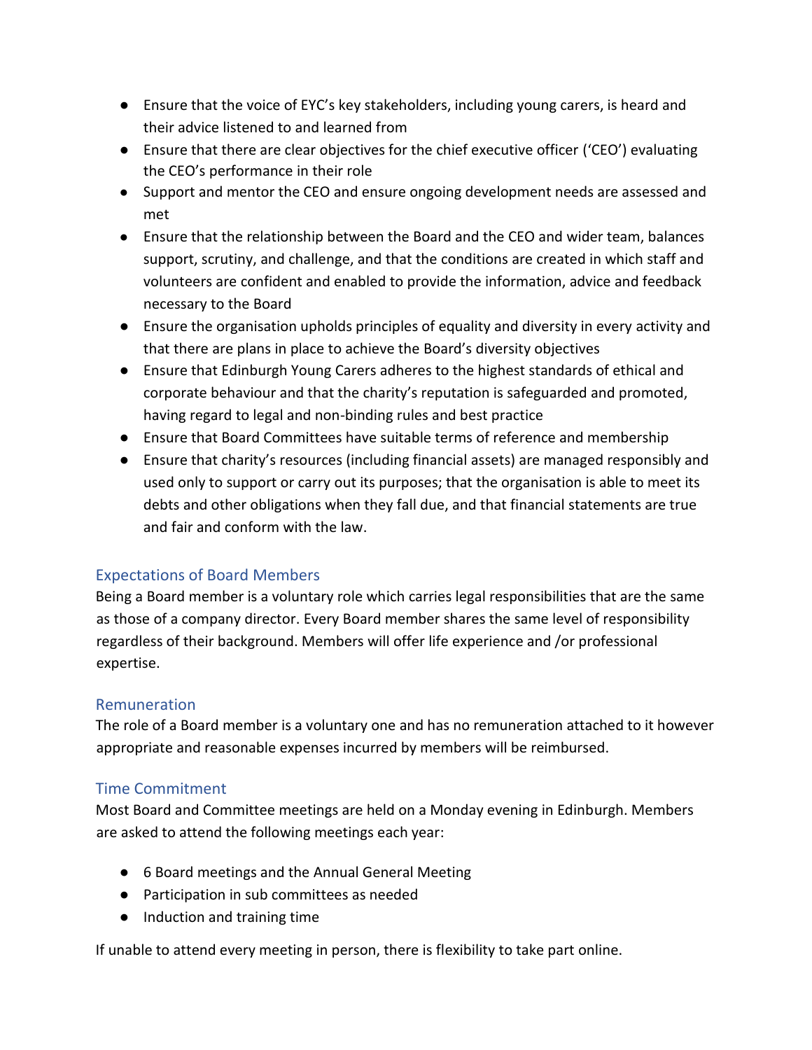- Ensure that the voice of EYC's key stakeholders, including young carers, is heard and their advice listened to and learned from
- Ensure that there are clear objectives for the chief executive officer ('CEO') evaluating the CEO's performance in their role
- Support and mentor the CEO and ensure ongoing development needs are assessed and met
- Ensure that the relationship between the Board and the CEO and wider team, balances support, scrutiny, and challenge, and that the conditions are created in which staff and volunteers are confident and enabled to provide the information, advice and feedback necessary to the Board
- Ensure the organisation upholds principles of equality and diversity in every activity and that there are plans in place to achieve the Board's diversity objectives
- Ensure that Edinburgh Young Carers adheres to the highest standards of ethical and corporate behaviour and that the charity's reputation is safeguarded and promoted, having regard to legal and non-binding rules and best practice
- Ensure that Board Committees have suitable terms of reference and membership
- Ensure that charity's resources (including financial assets) are managed responsibly and used only to support or carry out its purposes; that the organisation is able to meet its debts and other obligations when they fall due, and that financial statements are true and fair and conform with the law.

## Expectations of Board Members

Being a Board member is a voluntary role which carries legal responsibilities that are the same as those of a company director. Every Board member shares the same level of responsibility regardless of their background. Members will offer life experience and /or professional expertise.

## Remuneration

The role of a Board member is a voluntary one and has no remuneration attached to it however appropriate and reasonable expenses incurred by members will be reimbursed.

## Time Commitment

Most Board and Committee meetings are held on a Monday evening in Edinburgh. Members are asked to attend the following meetings each year:

- 6 Board meetings and the Annual General Meeting
- Participation in sub committees as needed
- Induction and training time

If unable to attend every meeting in person, there is flexibility to take part online.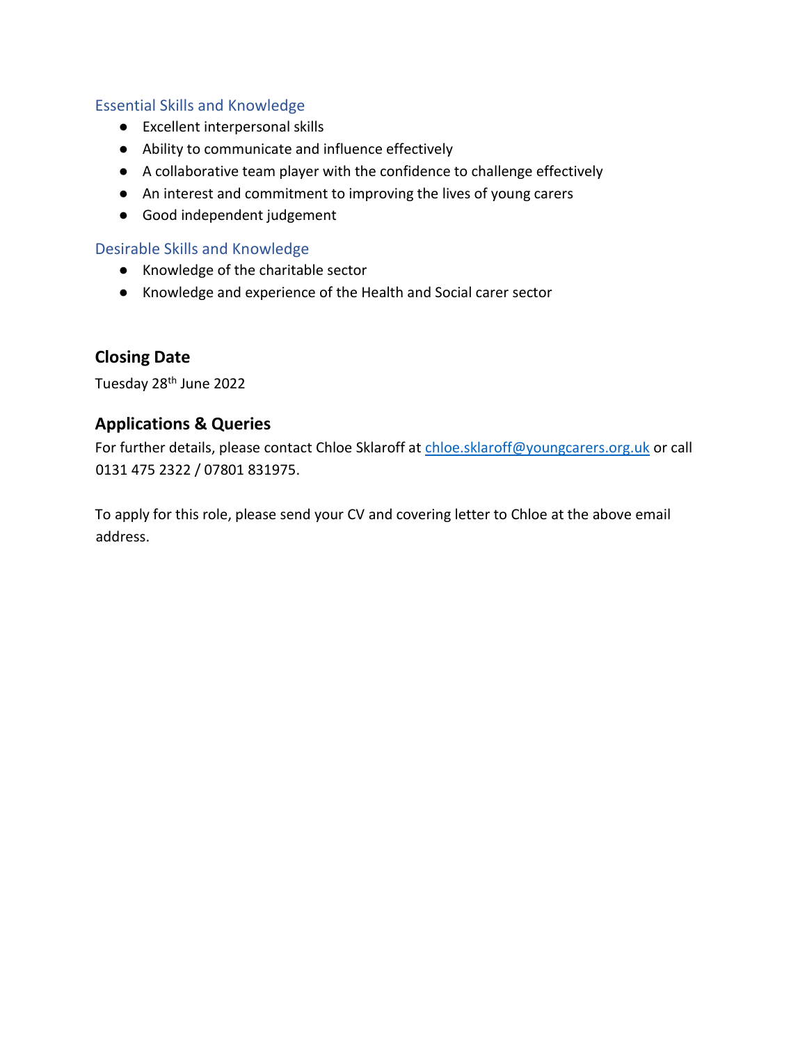### Essential Skills and Knowledge

- Excellent interpersonal skills
- Ability to communicate and influence effectively
- A collaborative team player with the confidence to challenge effectively
- An interest and commitment to improving the lives of young carers
- Good independent judgement

### Desirable Skills and Knowledge

- Knowledge of the charitable sector
- Knowledge and experience of the Health and Social carer sector

## Closing Date

Tuesday 28th June 2022

## Applications & Queries

For further details, please contact Chloe Sklaroff at chloe.sklaroff@youngcarers.org.uk or call 0131 475 2322 / 07801 831975.

To apply for this role, please send your CV and covering letter to Chloe at the above email address.